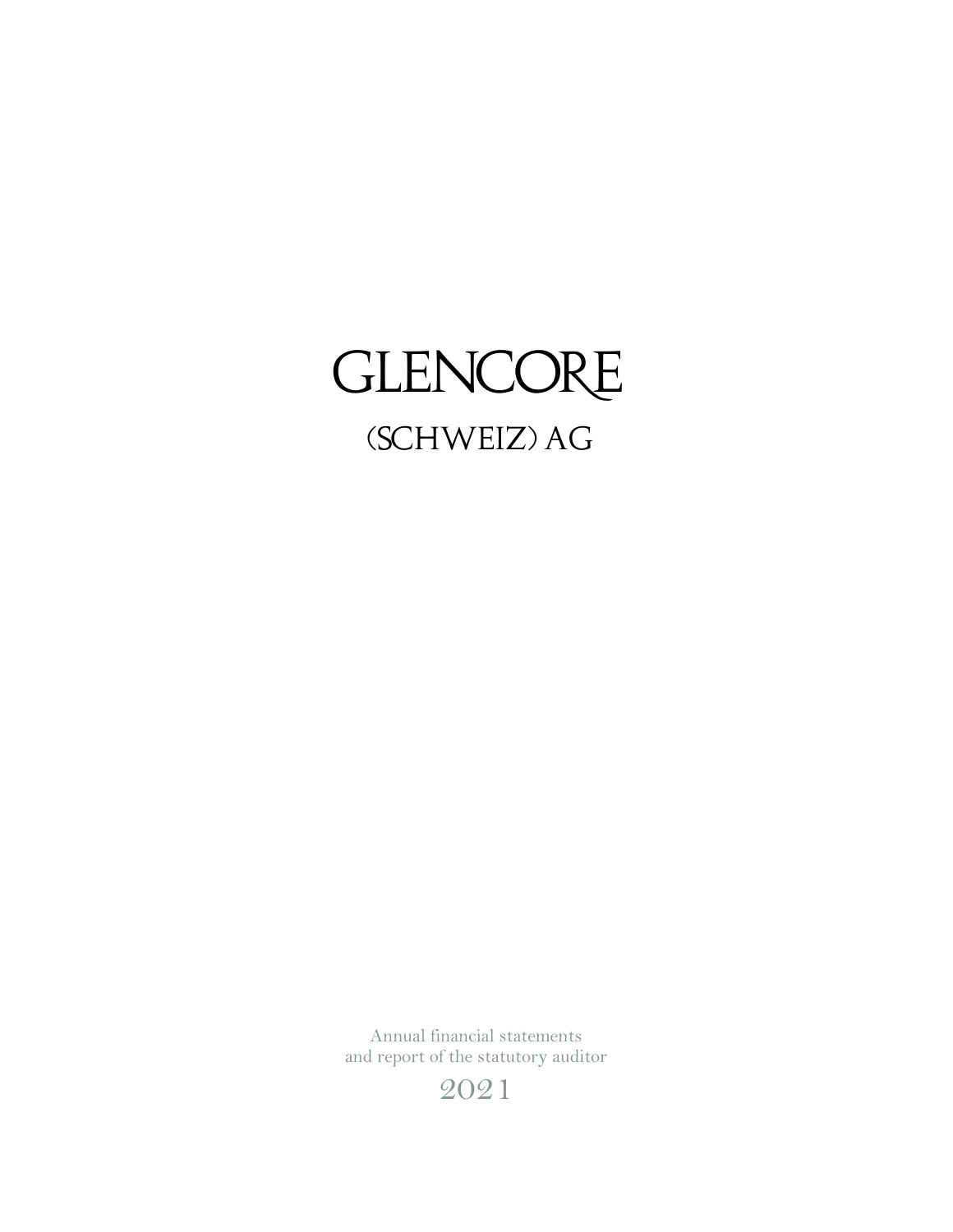# GLENCORE

## (SCHWEIZ) AG

Annual financial statements
and report of the statutory auditor

2021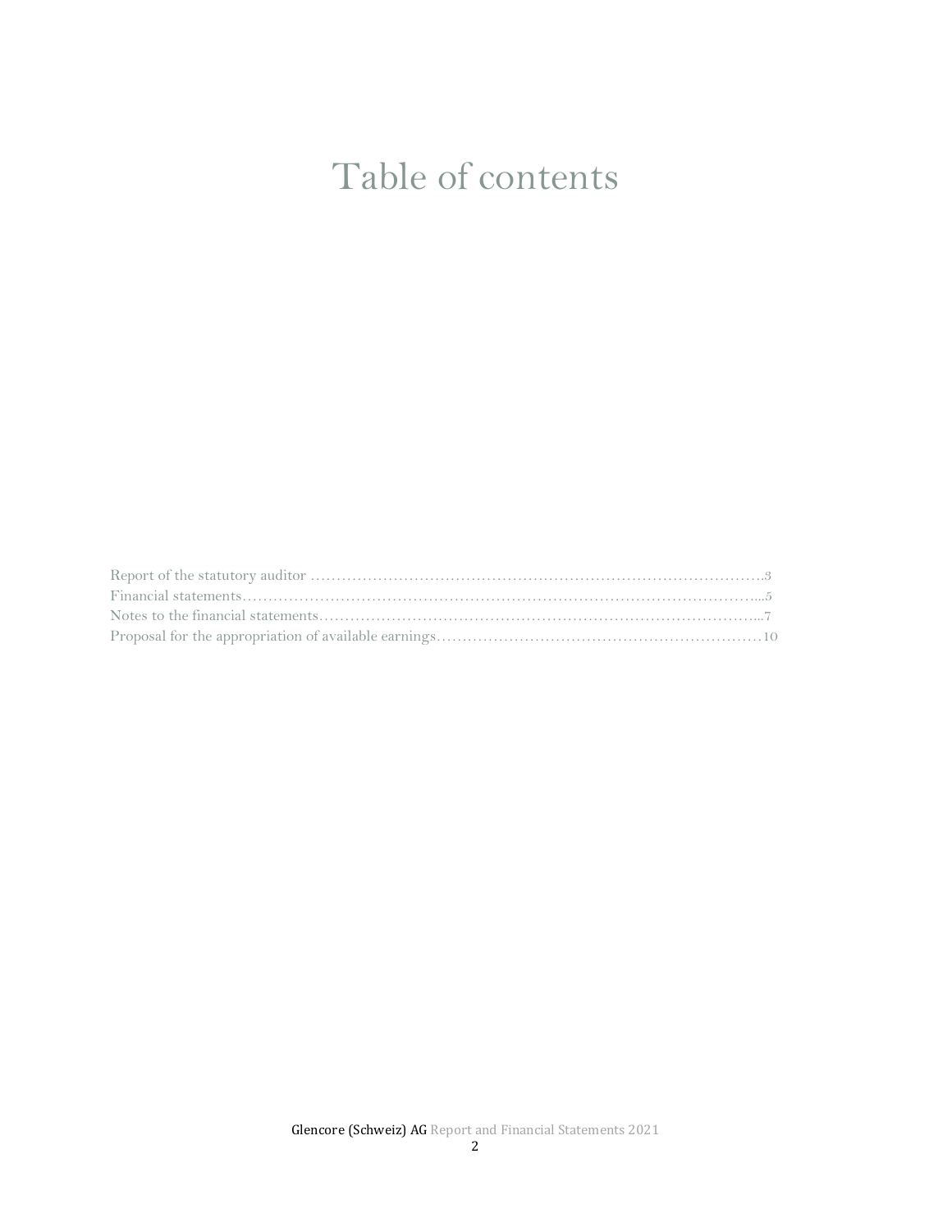# Table of contents

Report of the statutory auditor …………………………………………………………………………….3
Financial statements…………………………………………………………………………………….5
Notes to the financial statements……………………………………………………………………….7
Proposal for the appropriation of available earnings………………………………………………………10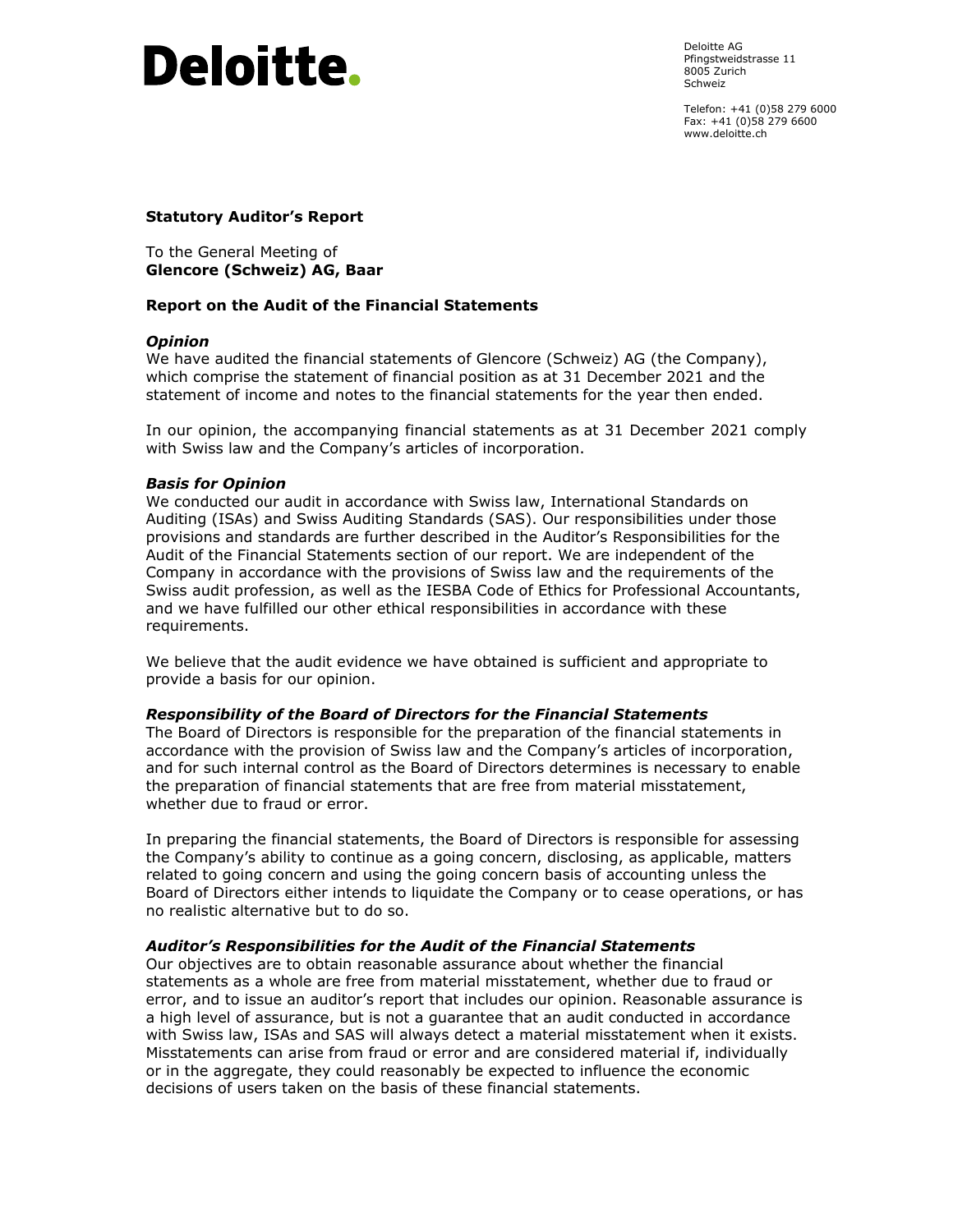**Deloitte.**

Deloitte AG
Pfingstweidstrasse 11
8005 Zurich
Schweiz

Telefon: +41 (0)58 279 6000
Fax: +41 (0)58 279 6600
www.deloitte.ch

**Statutory Auditor's Report**

To the General Meeting of
**Glencore (Schweiz) AG, Baar**

**Report on the Audit of the Financial Statements**

***Opinion***

We have audited the financial statements of Glencore (Schweiz) AG (the Company), which comprise the statement of financial position as at 31 December 2021 and the statement of income and notes to the financial statements for the year then ended.

In our opinion, the accompanying financial statements as at 31 December 2021 comply with Swiss law and the Company's articles of incorporation.

***Basis for Opinion***

We conducted our audit in accordance with Swiss law, International Standards on Auditing (ISAs) and Swiss Auditing Standards (SAS). Our responsibilities under those provisions and standards are further described in the Auditor's Responsibilities for the Audit of the Financial Statements section of our report. We are independent of the Company in accordance with the provisions of Swiss law and the requirements of the Swiss audit profession, as well as the IESBA Code of Ethics for Professional Accountants, and we have fulfilled our other ethical responsibilities in accordance with these requirements.

We believe that the audit evidence we have obtained is sufficient and appropriate to provide a basis for our opinion.

***Responsibility of the Board of Directors for the Financial Statements***

The Board of Directors is responsible for the preparation of the financial statements in accordance with the provision of Swiss law and the Company's articles of incorporation, and for such internal control as the Board of Directors determines is necessary to enable the preparation of financial statements that are free from material misstatement, whether due to fraud or error.

In preparing the financial statements, the Board of Directors is responsible for assessing the Company's ability to continue as a going concern, disclosing, as applicable, matters related to going concern and using the going concern basis of accounting unless the Board of Directors either intends to liquidate the Company or to cease operations, or has no realistic alternative but to do so.

***Auditor's Responsibilities for the Audit of the Financial Statements***

Our objectives are to obtain reasonable assurance about whether the financial statements as a whole are free from material misstatement, whether due to fraud or error, and to issue an auditor's report that includes our opinion. Reasonable assurance is a high level of assurance, but is not a guarantee that an audit conducted in accordance with Swiss law, ISAs and SAS will always detect a material misstatement when it exists. Misstatements can arise from fraud or error and are considered material if, individually or in the aggregate, they could reasonably be expected to influence the economic decisions of users taken on the basis of these financial statements.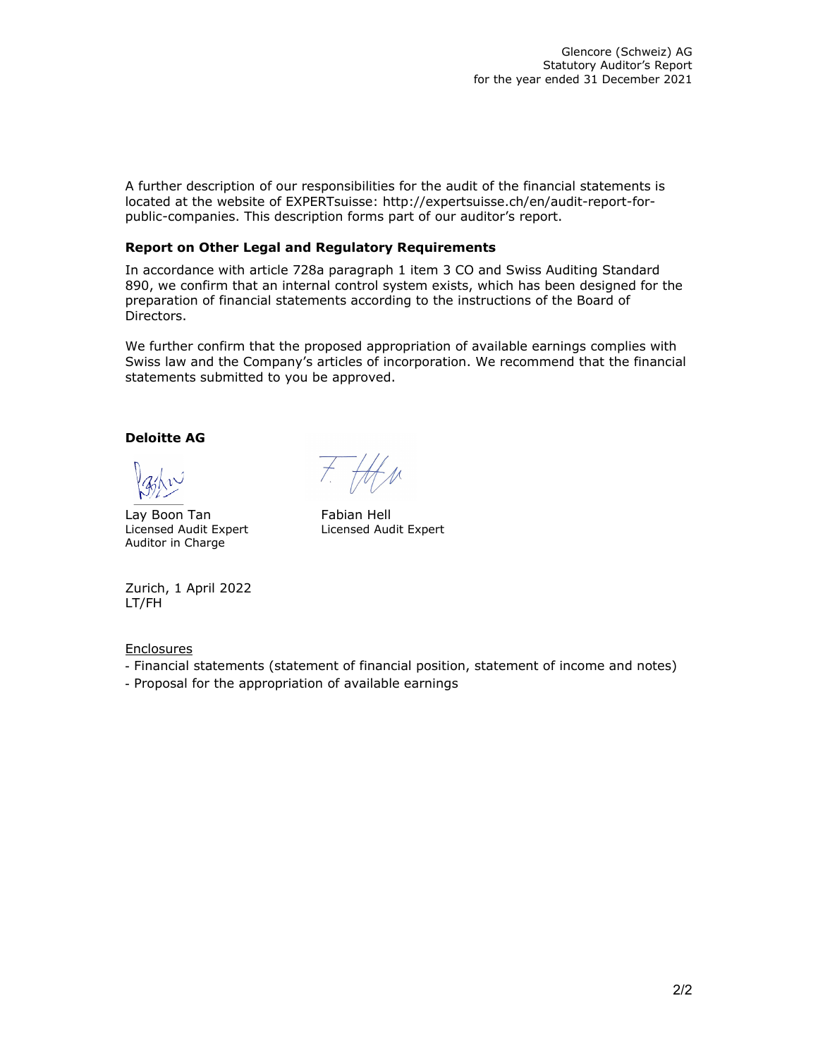A further description of our responsibilities for the audit of the financial statements is located at the website of EXPERTsuisse: http://expertsuisse.ch/en/audit-report-for-public-companies. This description forms part of our auditor's report.

**Report on Other Legal and Regulatory Requirements**

In accordance with article 728a paragraph 1 item 3 CO and Swiss Auditing Standard 890, we confirm that an internal control system exists, which has been designed for the preparation of financial statements according to the instructions of the Board of Directors.

We further confirm that the proposed appropriation of available earnings complies with Swiss law and the Company's articles of incorporation. We recommend that the financial statements submitted to you be approved.

**Deloitte AG**

| | |
|---|---|
| Lay Boon Tan | Fabian Hell |
| Licensed Audit Expert | Licensed Audit Expert |
| Auditor in Charge | |

Zurich, 1 April 2022
LT/FH

Enclosures

- Financial statements (statement of financial position, statement of income and notes)
- Proposal for the appropriation of available earnings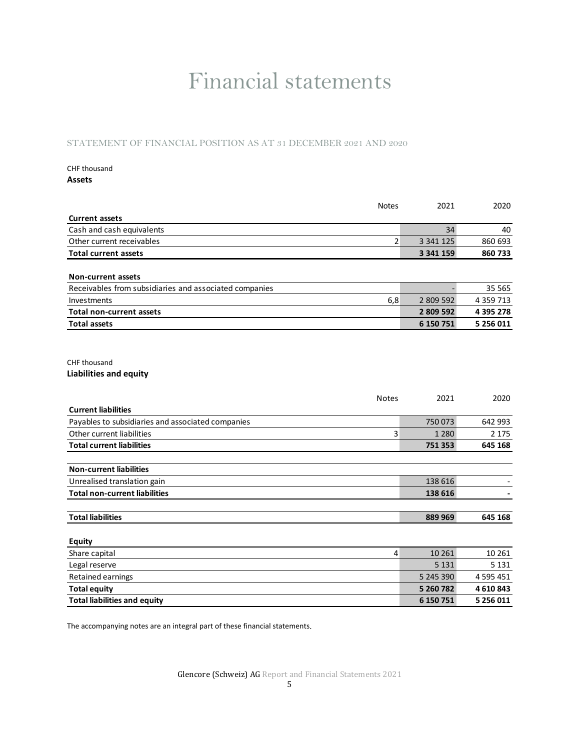# Financial statements

## STATEMENT OF FINANCIAL POSITION AS AT 31 DECEMBER 2021 AND 2020

CHF thousand

**Assets**

| | Notes | 2021 | 2020 |
|---|---|---|---|
| **Current assets** | | | |
| Cash and cash equivalents | | 34 | 40 |
| Other current receivables | 2 | 3 341 125 | 860 693 |
| **Total current assets** | | **3 341 159** | **860 733** |
| | | | |
| **Non-current assets** | | | |
| Receivables from subsidiaries and associated companies | | - | 35 565 |
| Investments | 6,8 | 2 809 592 | 4 359 713 |
| **Total non-current assets** | | **2 809 592** | **4 395 278** |
| **Total assets** | | **6 150 751** | **5 256 011** |

CHF thousand

**Liabilities and equity**

| | Notes | 2021 | 2020 |
|---|---|---|---|
| **Current liabilities** | | | |
| Payables to subsidiaries and associated companies | | 750 073 | 642 993 |
| Other current liabilities | 3 | 1 280 | 2 175 |
| **Total current liabilities** | | **751 353** | **645 168** |
| | | | |
| **Non-current liabilities** | | | |
| Unrealised translation gain | | 138 616 | - |
| **Total non-current liabilities** | | **138 616** | **-** |
| | | | |
| **Total liabilities** | | **889 969** | **645 168** |
| | | | |
| **Equity** | | | |
| Share capital | 4 | 10 261 | 10 261 |
| Legal reserve | | 5 131 | 5 131 |
| Retained earnings | | 5 245 390 | 4 595 451 |
| **Total equity** | | **5 260 782** | **4 610 843** |
| **Total liabilities and equity** | | **6 150 751** | **5 256 011** |

The accompanying notes are an integral part of these financial statements.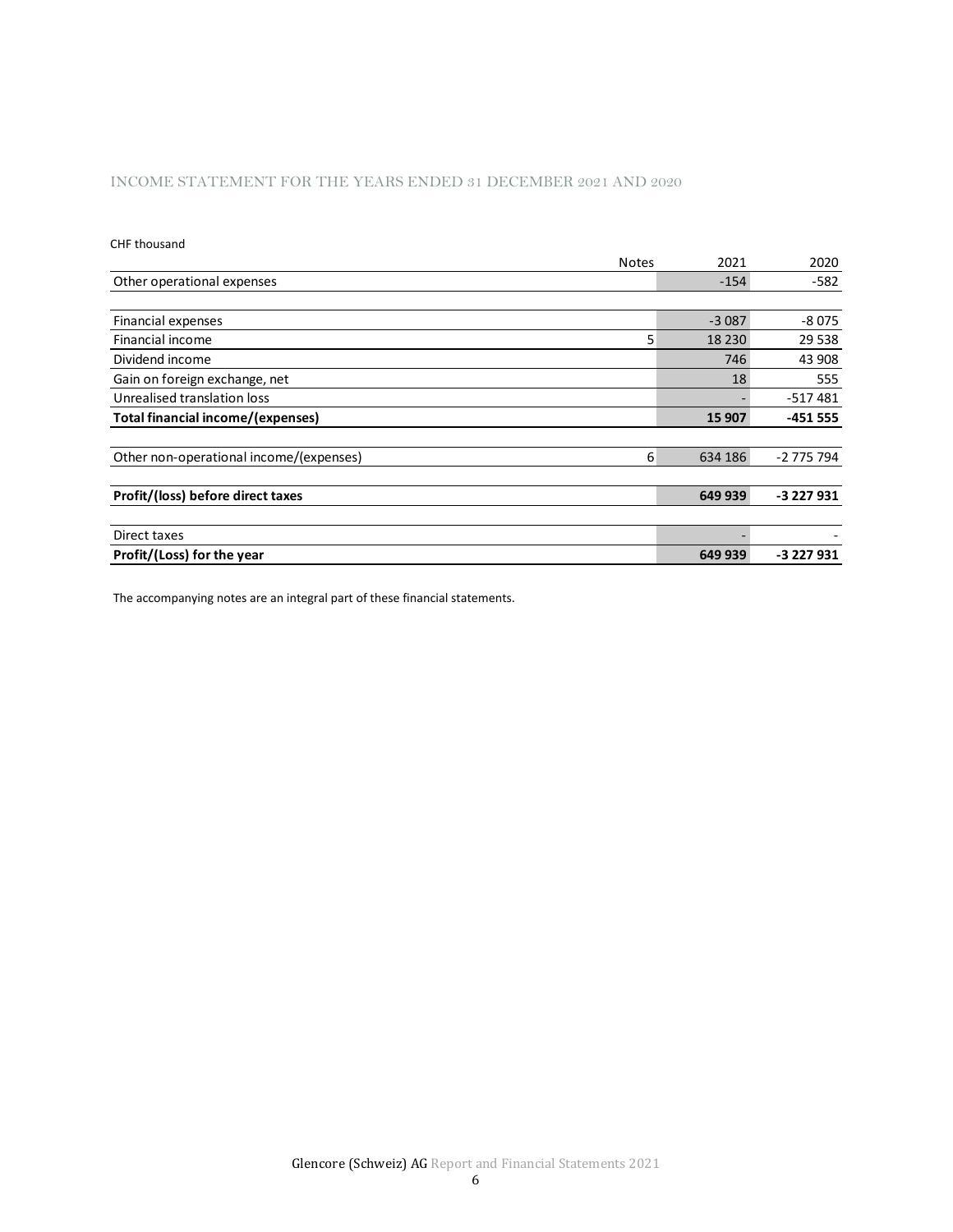## INCOME STATEMENT FOR THE YEARS ENDED 31 DECEMBER 2021 AND 2020

CHF thousand

| | Notes | 2021 | 2020 |
|---|---|---|---|
| Other operational expenses | | -154 | -582 |
| | | | |
| Financial expenses | | -3 087 | -8 075 |
| Financial income | 5 | 18 230 | 29 538 |
| Dividend income | | 746 | 43 908 |
| Gain on foreign exchange, net | | 18 | 555 |
| Unrealised translation loss | | - | -517 481 |
| **Total financial income/(expenses)** | | **15 907** | **-451 555** |
| | | | |
| Other non-operational income/(expenses) | 6 | 634 186 | -2 775 794 |
| | | | |
| **Profit/(loss) before direct taxes** | | **649 939** | **-3 227 931** |
| | | | |
| Direct taxes | | - | - |
| **Profit/(Loss) for the year** | | **649 939** | **-3 227 931** |

The accompanying notes are an integral part of these financial statements.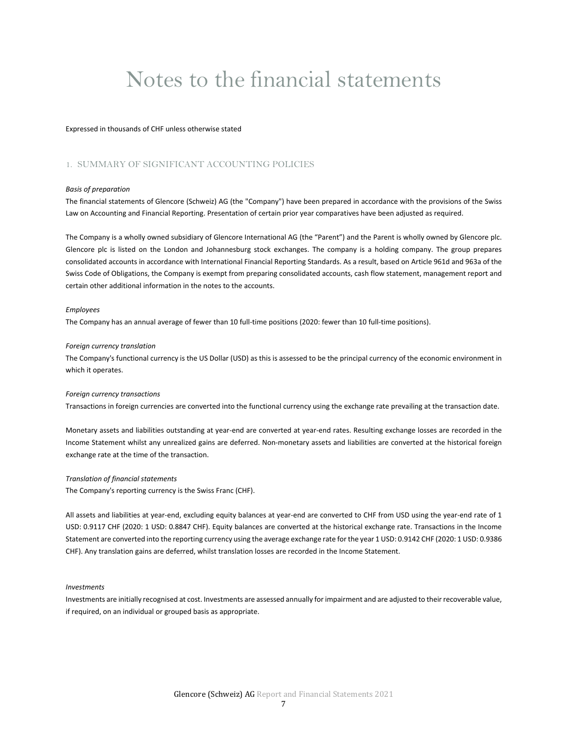# Notes to the financial statements

Expressed in thousands of CHF unless otherwise stated

## 1. SUMMARY OF SIGNIFICANT ACCOUNTING POLICIES

*Basis of preparation*

The financial statements of Glencore (Schweiz) AG (the "Company") have been prepared in accordance with the provisions of the Swiss Law on Accounting and Financial Reporting. Presentation of certain prior year comparatives have been adjusted as required.

The Company is a wholly owned subsidiary of Glencore International AG (the "Parent") and the Parent is wholly owned by Glencore plc. Glencore plc is listed on the London and Johannesburg stock exchanges. The company is a holding company. The group prepares consolidated accounts in accordance with International Financial Reporting Standards. As a result, based on Article 961d and 963a of the Swiss Code of Obligations, the Company is exempt from preparing consolidated accounts, cash flow statement, management report and certain other additional information in the notes to the accounts.

*Employees*

The Company has an annual average of fewer than 10 full-time positions (2020: fewer than 10 full-time positions).

*Foreign currency translation*

The Company's functional currency is the US Dollar (USD) as this is assessed to be the principal currency of the economic environment in which it operates.

*Foreign currency transactions*

Transactions in foreign currencies are converted into the functional currency using the exchange rate prevailing at the transaction date.

Monetary assets and liabilities outstanding at year-end are converted at year-end rates. Resulting exchange losses are recorded in the Income Statement whilst any unrealized gains are deferred. Non-monetary assets and liabilities are converted at the historical foreign exchange rate at the time of the transaction.

*Translation of financial statements*

The Company's reporting currency is the Swiss Franc (CHF).

All assets and liabilities at year-end, excluding equity balances at year-end are converted to CHF from USD using the year-end rate of 1 USD: 0.9117 CHF (2020: 1 USD: 0.8847 CHF). Equity balances are converted at the historical exchange rate. Transactions in the Income Statement are converted into the reporting currency using the average exchange rate for the year 1 USD: 0.9142 CHF (2020: 1 USD: 0.9386 CHF). Any translation gains are deferred, whilst translation losses are recorded in the Income Statement.

*Investments*

Investments are initially recognised at cost. Investments are assessed annually for impairment and are adjusted to their recoverable value, if required, on an individual or grouped basis as appropriate.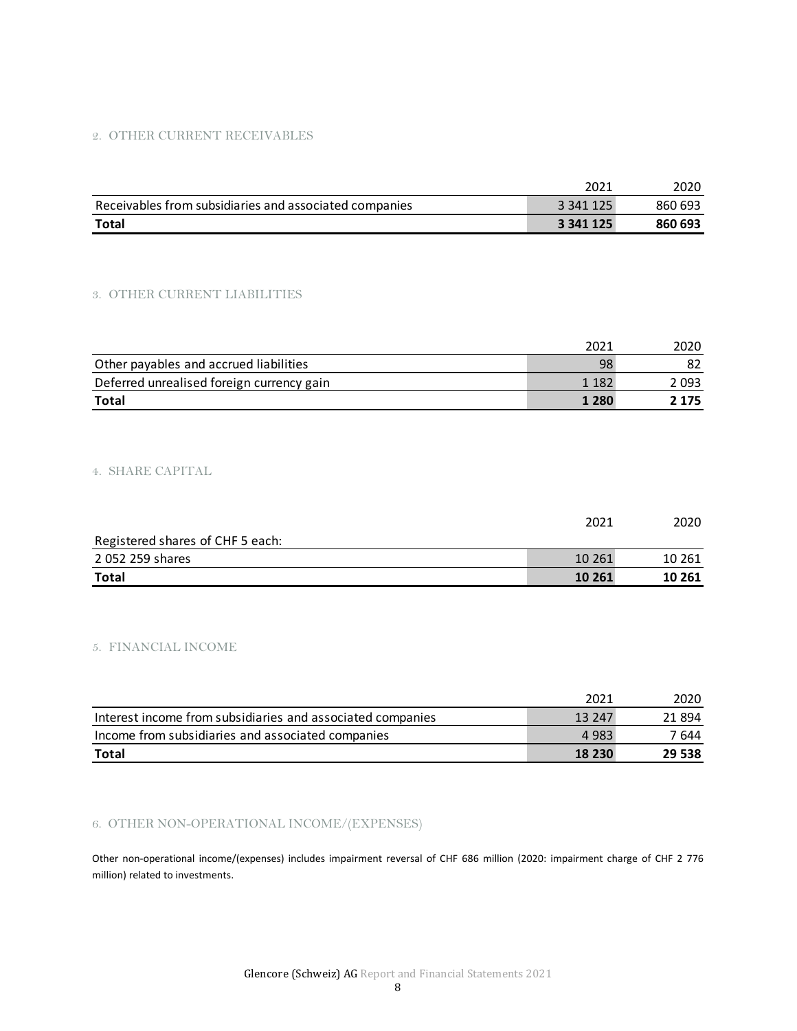## 2. OTHER CURRENT RECEIVABLES

| | 2021 | 2020 |
|---|---|---|
| Receivables from subsidiaries and associated companies | 3 341 125 | 860 693 |
| **Total** | **3 341 125** | **860 693** |

## 3. OTHER CURRENT LIABILITIES

| | 2021 | 2020 |
|---|---|---|
| Other payables and accrued liabilities | 98 | 82 |
| Deferred unrealised foreign currency gain | 1 182 | 2 093 |
| **Total** | **1 280** | **2 175** |

## 4. SHARE CAPITAL

| | 2021 | 2020 |
|---|---|---|
| Registered shares of CHF 5 each: | | |
| 2 052 259 shares | 10 261 | 10 261 |
| **Total** | **10 261** | **10 261** |

## 5. FINANCIAL INCOME

| | 2021 | 2020 |
|---|---|---|
| Interest income from subsidiaries and associated companies | 13 247 | 21 894 |
| Income from subsidiaries and associated companies | 4 983 | 7 644 |
| **Total** | **18 230** | **29 538** |

## 6. OTHER NON-OPERATIONAL INCOME/(EXPENSES)

Other non-operational income/(expenses) includes impairment reversal of CHF 686 million (2020: impairment charge of CHF 2 776 million) related to investments.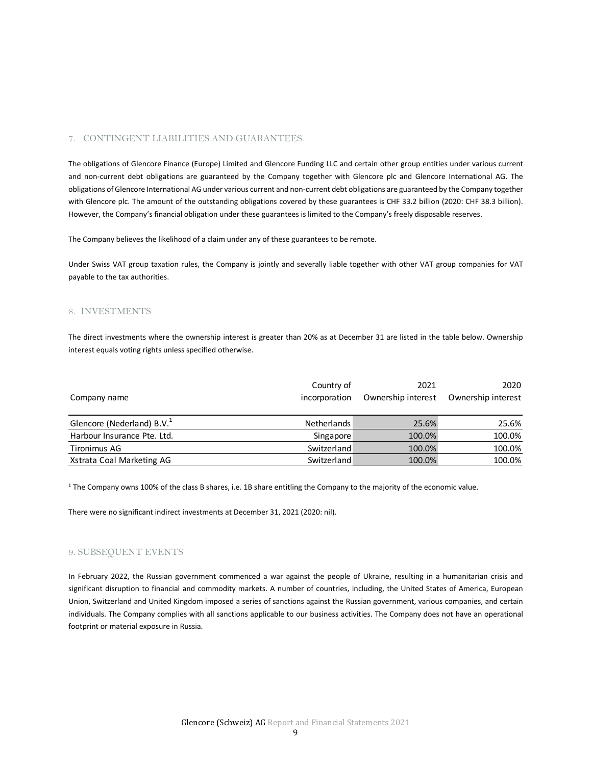## 7. CONTINGENT LIABILITIES AND GUARANTEES.

The obligations of Glencore Finance (Europe) Limited and Glencore Funding LLC and certain other group entities under various current and non-current debt obligations are guaranteed by the Company together with Glencore plc and Glencore International AG. The obligations of Glencore International AG under various current and non-current debt obligations are guaranteed by the Company together with Glencore plc. The amount of the outstanding obligations covered by these guarantees is CHF 33.2 billion (2020: CHF 38.3 billion). However, the Company's financial obligation under these guarantees is limited to the Company's freely disposable reserves.

The Company believes the likelihood of a claim under any of these guarantees to be remote.

Under Swiss VAT group taxation rules, the Company is jointly and severally liable together with other VAT group companies for VAT payable to the tax authorities.

## 8. INVESTMENTS

The direct investments where the ownership interest is greater than 20% as at December 31 are listed in the table below. Ownership interest equals voting rights unless specified otherwise.

| Company name | Country of incorporation | 2021 Ownership interest | 2020 Ownership interest |
|---|---|---|---|
| Glencore (Nederland) B.V.[1] | Netherlands | 25.6% | 25.6% |
| Harbour Insurance Pte. Ltd. | Singapore | 100.0% | 100.0% |
| Tironimus AG | Switzerland | 100.0% | 100.0% |
| Xstrata Coal Marketing AG | Switzerland | 100.0% | 100.0% |

[1] The Company owns 100% of the class B shares, i.e. 1B share entitling the Company to the majority of the economic value.

There were no significant indirect investments at December 31, 2021 (2020: nil).

## 9. SUBSEQUENT EVENTS

In February 2022, the Russian government commenced a war against the people of Ukraine, resulting in a humanitarian crisis and significant disruption to financial and commodity markets. A number of countries, including, the United States of America, European Union, Switzerland and United Kingdom imposed a series of sanctions against the Russian government, various companies, and certain individuals. The Company complies with all sanctions applicable to our business activities. The Company does not have an operational footprint or material exposure in Russia.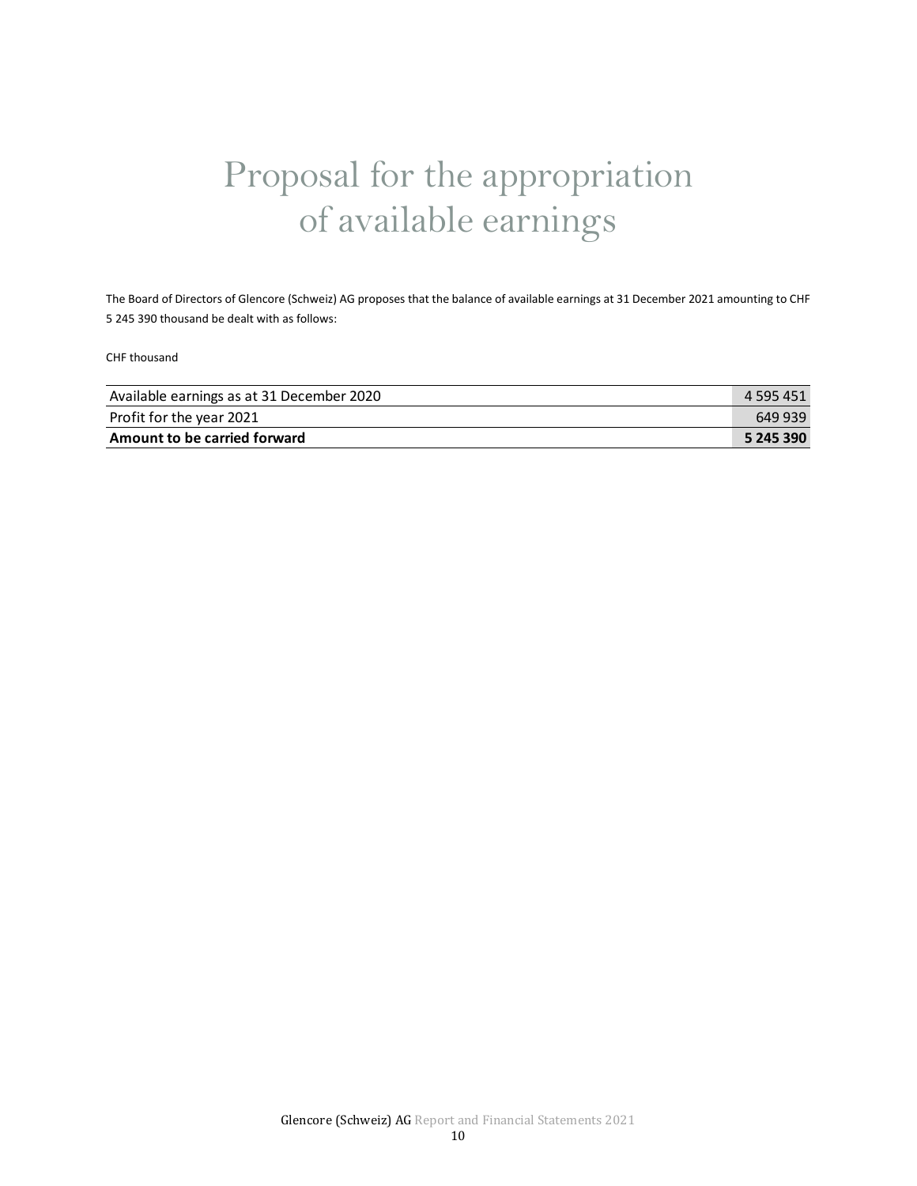# Proposal for the appropriation of available earnings

The Board of Directors of Glencore (Schweiz) AG proposes that the balance of available earnings at 31 December 2021 amounting to CHF 5 245 390 thousand be dealt with as follows:

CHF thousand

| | |
|---|---:|
| Available earnings as at 31 December 2020 | 4 595 451 |
| Profit for the year 2021 | 649 939 |
| **Amount to be carried forward** | **5 245 390** |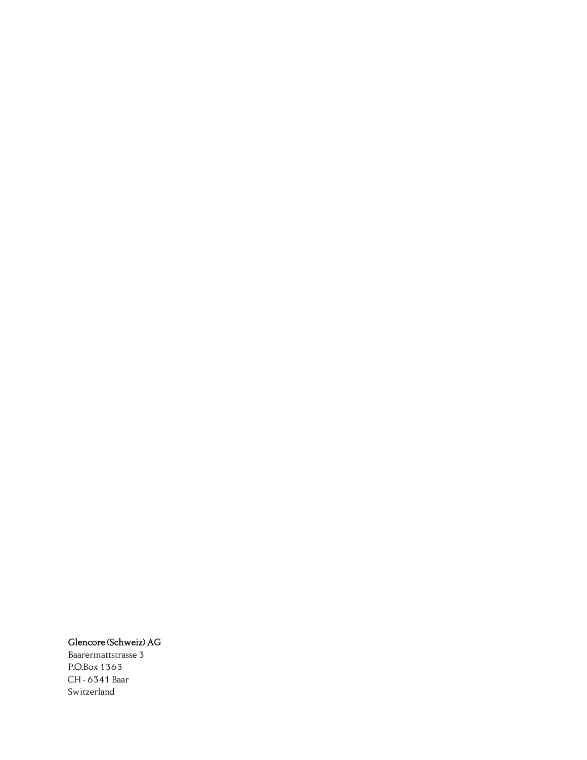**Glencore (Schweiz) AG**
Baarermattstrasse 3
P.O.Box 1363
CH - 6341 Baar
Switzerland